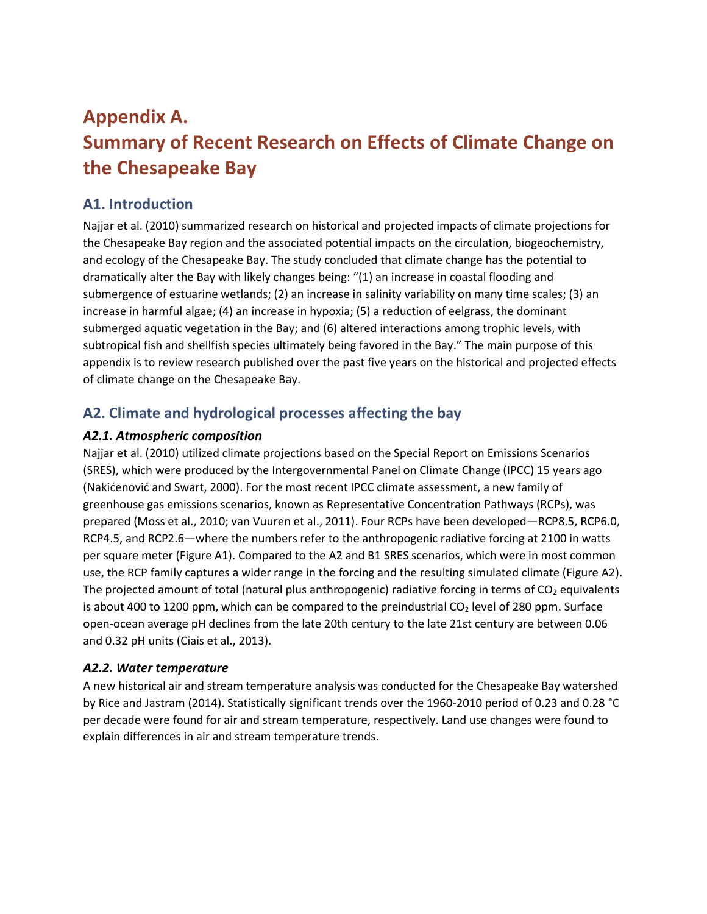# Appendix A. Summary of Recent Research on Effects of Climate Change on the Chesapeake Bay

## A1. Introduction

Najjar et al. (2010) summarized research on historical and projected impacts of climate projections for the Chesapeake Bay region and the associated potential impacts on the circulation, biogeochemistry, and ecology of the Chesapeake Bay. The study concluded that climate change has the potential to dramatically alter the Bay with likely changes being: "(1) an increase in coastal flooding and submergence of estuarine wetlands; (2) an increase in salinity variability on many time scales; (3) an increase in harmful algae; (4) an increase in hypoxia; (5) a reduction of eelgrass, the dominant submerged aquatic vegetation in the Bay; and (6) altered interactions among trophic levels, with subtropical fish and shellfish species ultimately being favored in the Bay." The main purpose of this appendix is to review research published over the past five years on the historical and projected effects of climate change on the Chesapeake Bay.

## A2. Climate and hydrological processes affecting the bay

### *A2.1. Atmospheric composition*

Najjar et al. (2010) utilized climate projections based on the Special Report on Emissions Scenarios (SRES), which were produced by the Intergovernmental Panel on Climate Change (IPCC) 15 years ago (Nakićenović and Swart, 2000). For the most recent IPCC climate assessment, a new family of greenhouse gas emissions scenarios, known as Representative Concentration Pathways (RCPs), was prepared (Moss et al., 2010; van Vuuren et al., 2011). Four RCPs have been developed—RCP8.5, RCP6.0, RCP4.5, and RCP2.6—where the numbers refer to the anthropogenic radiative forcing at 2100 in watts per square meter (Figure A1). Compared to the A2 and B1 SRES scenarios, which were in most common use, the RCP family captures a wider range in the forcing and the resulting simulated climate (Figure A2). The projected amount of total (natural plus anthropogenic) radiative forcing in terms of $CO_2$ equivalents is about 400 to 1200 ppm, which can be compared to the preindustrial $CO_2$ level of 280 ppm. Surface open-ocean average pH declines from the late 20th century to the late 21st century are between 0.06 and 0.32 pH units (Ciais et al., 2013).

### *A2.2. Water temperature*

A new historical air and stream temperature analysis was conducted for the Chesapeake Bay watershed by Rice and Jastram (2014). Statistically significant trends over the 1960-2010 period of 0.23 and 0.28 °C per decade were found for air and stream temperature, respectively. Land use changes were found to explain differences in air and stream temperature trends.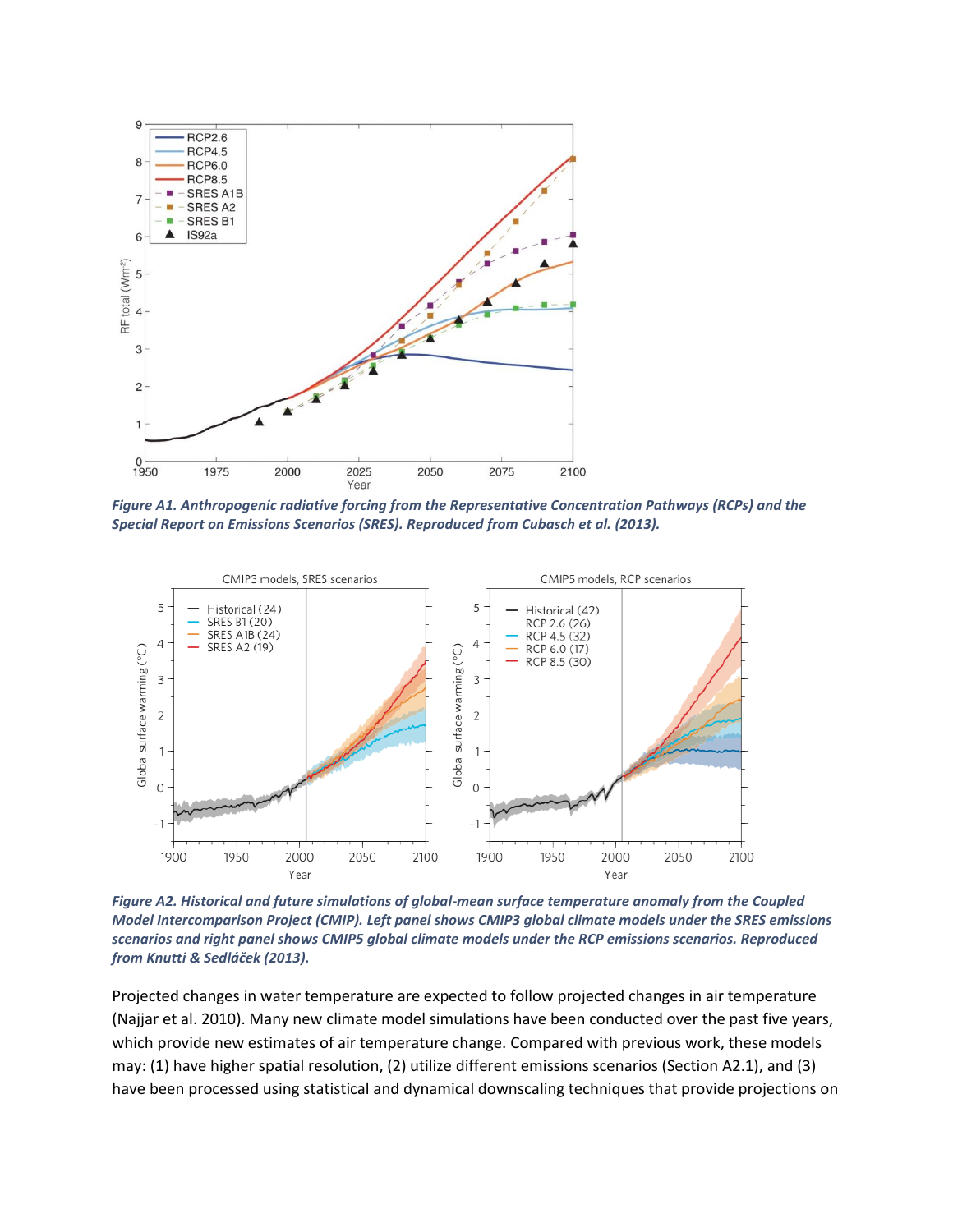*Figure A1. Anthropogenic radiative forcing from the Representative Concentration Pathways (RCPs) and the Special Report on Emissions Scenarios (SRES). Reproduced from Cubasch et al. (2013).*

*Figure A2. Historical and future simulations of global-mean surface temperature anomaly from the Coupled Model Intercomparison Project (CMIP). Left panel shows CMIP3 global climate models under the SRES emissions scenarios and right panel shows CMIP5 global climate models under the RCP emissions scenarios. Reproduced from Knutti & Sedláček (2013).*

Projected changes in water temperature are expected to follow projected changes in air temperature (Najjar et al. 2010). Many new climate model simulations have been conducted over the past five years, which provide new estimates of air temperature change. Compared with previous work, these models may: (1) have higher spatial resolution, (2) utilize different emissions scenarios (Section A2.1), and (3) have been processed using statistical and dynamical downscaling techniques that provide projections on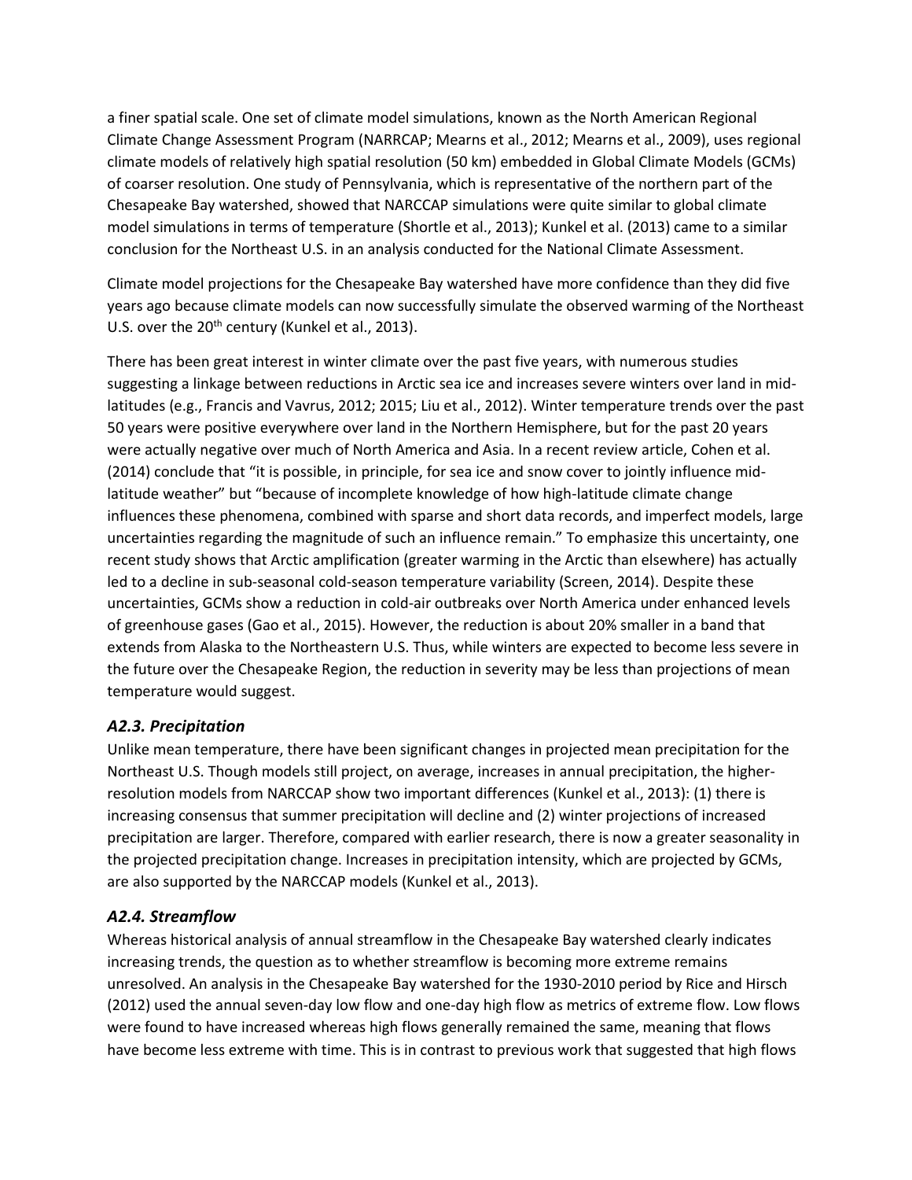a finer spatial scale. One set of climate model simulations, known as the North American Regional Climate Change Assessment Program (NARRCAP; Mearns et al., 2012; Mearns et al., 2009), uses regional climate models of relatively high spatial resolution (50 km) embedded in Global Climate Models (GCMs) of coarser resolution. One study of Pennsylvania, which is representative of the northern part of the Chesapeake Bay watershed, showed that NARCCAP simulations were quite similar to global climate model simulations in terms of temperature (Shortle et al., 2013); Kunkel et al. (2013) came to a similar conclusion for the Northeast U.S. in an analysis conducted for the National Climate Assessment.

Climate model projections for the Chesapeake Bay watershed have more confidence than they did five years ago because climate models can now successfully simulate the observed warming of the Northeast U.S. over the 20th century (Kunkel et al., 2013).

There has been great interest in winter climate over the past five years, with numerous studies suggesting a linkage between reductions in Arctic sea ice and increases severe winters over land in mid-latitudes (e.g., Francis and Vavrus, 2012; 2015; Liu et al., 2012). Winter temperature trends over the past 50 years were positive everywhere over land in the Northern Hemisphere, but for the past 20 years were actually negative over much of North America and Asia. In a recent review article, Cohen et al. (2014) conclude that "it is possible, in principle, for sea ice and snow cover to jointly influence mid-latitude weather" but "because of incomplete knowledge of how high-latitude climate change influences these phenomena, combined with sparse and short data records, and imperfect models, large uncertainties regarding the magnitude of such an influence remain." To emphasize this uncertainty, one recent study shows that Arctic amplification (greater warming in the Arctic than elsewhere) has actually led to a decline in sub-seasonal cold-season temperature variability (Screen, 2014). Despite these uncertainties, GCMs show a reduction in cold-air outbreaks over North America under enhanced levels of greenhouse gases (Gao et al., 2015). However, the reduction is about 20% smaller in a band that extends from Alaska to the Northeastern U.S. Thus, while winters are expected to become less severe in the future over the Chesapeake Region, the reduction in severity may be less than projections of mean temperature would suggest.

### *A2.3. Precipitation*

Unlike mean temperature, there have been significant changes in projected mean precipitation for the Northeast U.S. Though models still project, on average, increases in annual precipitation, the higher-resolution models from NARCCAP show two important differences (Kunkel et al., 2013): (1) there is increasing consensus that summer precipitation will decline and (2) winter projections of increased precipitation are larger. Therefore, compared with earlier research, there is now a greater seasonality in the projected precipitation change. Increases in precipitation intensity, which are projected by GCMs, are also supported by the NARCCAP models (Kunkel et al., 2013).

### *A2.4. Streamflow*

Whereas historical analysis of annual streamflow in the Chesapeake Bay watershed clearly indicates increasing trends, the question as to whether streamflow is becoming more extreme remains unresolved. An analysis in the Chesapeake Bay watershed for the 1930-2010 period by Rice and Hirsch (2012) used the annual seven-day low flow and one-day high flow as metrics of extreme flow. Low flows were found to have increased whereas high flows generally remained the same, meaning that flows have become less extreme with time. This is in contrast to previous work that suggested that high flows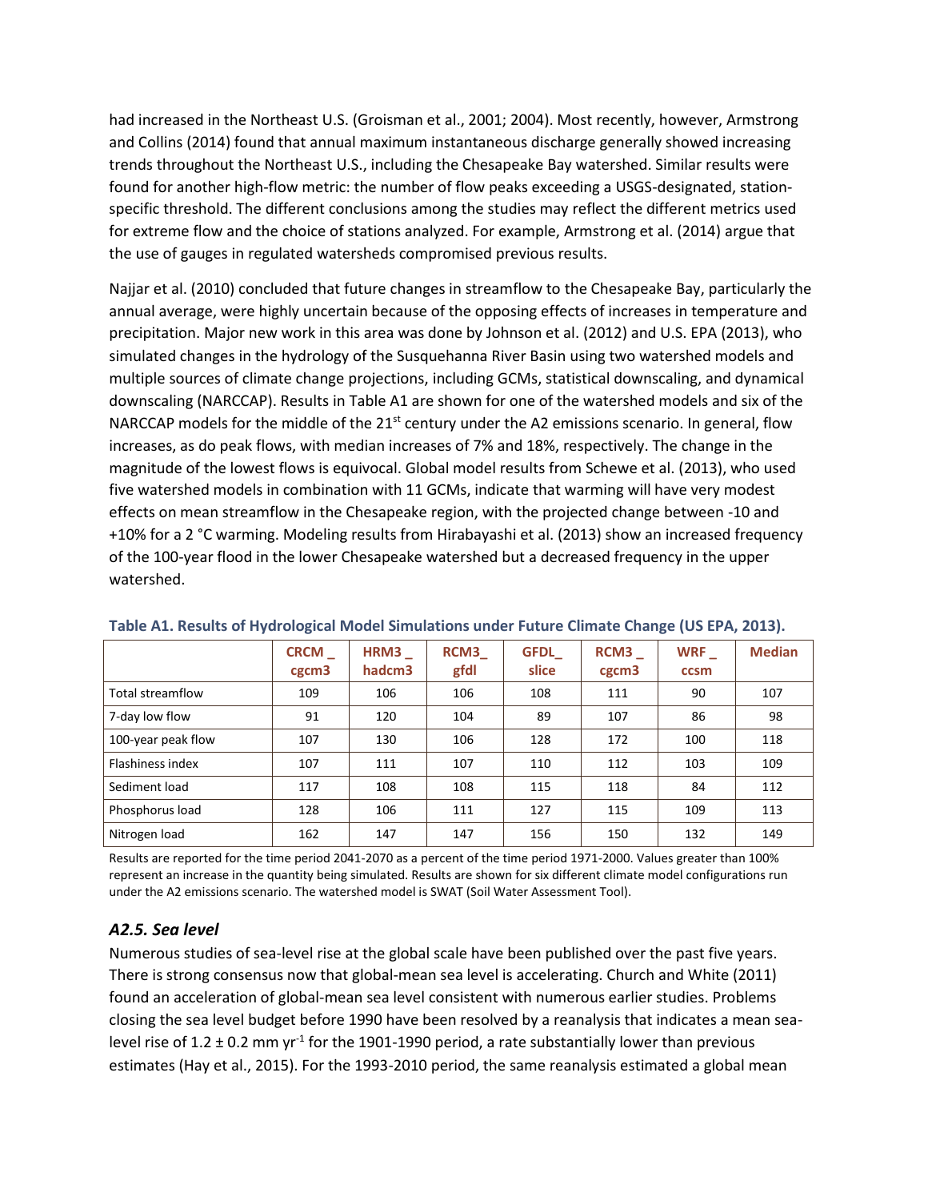had increased in the Northeast U.S. (Groisman et al., 2001; 2004). Most recently, however, Armstrong and Collins (2014) found that annual maximum instantaneous discharge generally showed increasing trends throughout the Northeast U.S., including the Chesapeake Bay watershed. Similar results were found for another high-flow metric: the number of flow peaks exceeding a USGS-designated, station-specific threshold. The different conclusions among the studies may reflect the different metrics used for extreme flow and the choice of stations analyzed. For example, Armstrong et al. (2014) argue that the use of gauges in regulated watersheds compromised previous results.

Najjar et al. (2010) concluded that future changes in streamflow to the Chesapeake Bay, particularly the annual average, were highly uncertain because of the opposing effects of increases in temperature and precipitation. Major new work in this area was done by Johnson et al. (2012) and U.S. EPA (2013), who simulated changes in the hydrology of the Susquehanna River Basin using two watershed models and multiple sources of climate change projections, including GCMs, statistical downscaling, and dynamical downscaling (NARCCAP). Results in Table A1 are shown for one of the watershed models and six of the NARCCAP models for the middle of the 21st century under the A2 emissions scenario. In general, flow increases, as do peak flows, with median increases of 7% and 18%, respectively. The change in the magnitude of the lowest flows is equivocal. Global model results from Schewe et al. (2013), who used five watershed models in combination with 11 GCMs, indicate that warming will have very modest effects on mean streamflow in the Chesapeake region, with the projected change between -10 and +10% for a 2 °C warming. Modeling results from Hirabayashi et al. (2013) show an increased frequency of the 100-year flood in the lower Chesapeake watershed but a decreased frequency in the upper watershed.

**Table A1. Results of Hydrological Model Simulations under Future Climate Change (US EPA, 2013).**

| | CRCM _ cgcm3 | HRM3 _ hadcm3 | RCM3_ gfdl | GFDL_ slice | RCM3 _ cgcm3 | WRF _ ccsm | Median |
|---|---|---|---|---|---|---|---|
| Total streamflow | 109 | 106 | 106 | 108 | 111 | 90 | 107 |
| 7-day low flow | 91 | 120 | 104 | 89 | 107 | 86 | 98 |
| 100-year peak flow | 107 | 130 | 106 | 128 | 172 | 100 | 118 |
| Flashiness index | 107 | 111 | 107 | 110 | 112 | 103 | 109 |
| Sediment load | 117 | 108 | 108 | 115 | 118 | 84 | 112 |
| Phosphorus load | 128 | 106 | 111 | 127 | 115 | 109 | 113 |
| Nitrogen load | 162 | 147 | 147 | 156 | 150 | 132 | 149 |

Results are reported for the time period 2041-2070 as a percent of the time period 1971-2000. Values greater than 100% represent an increase in the quantity being simulated. Results are shown for six different climate model configurations run under the A2 emissions scenario. The watershed model is SWAT (Soil Water Assessment Tool).

### *A2.5. Sea level*

Numerous studies of sea-level rise at the global scale have been published over the past five years. There is strong consensus now that global-mean sea level is accelerating. Church and White (2011) found an acceleration of global-mean sea level consistent with numerous earlier studies. Problems closing the sea level budget before 1990 have been resolved by a reanalysis that indicates a mean sea-level rise of $1.2 \pm 0.2$ mm $yr^{-1}$ for the 1901-1990 period, a rate substantially lower than previous estimates (Hay et al., 2015). For the 1993-2010 period, the same reanalysis estimated a global mean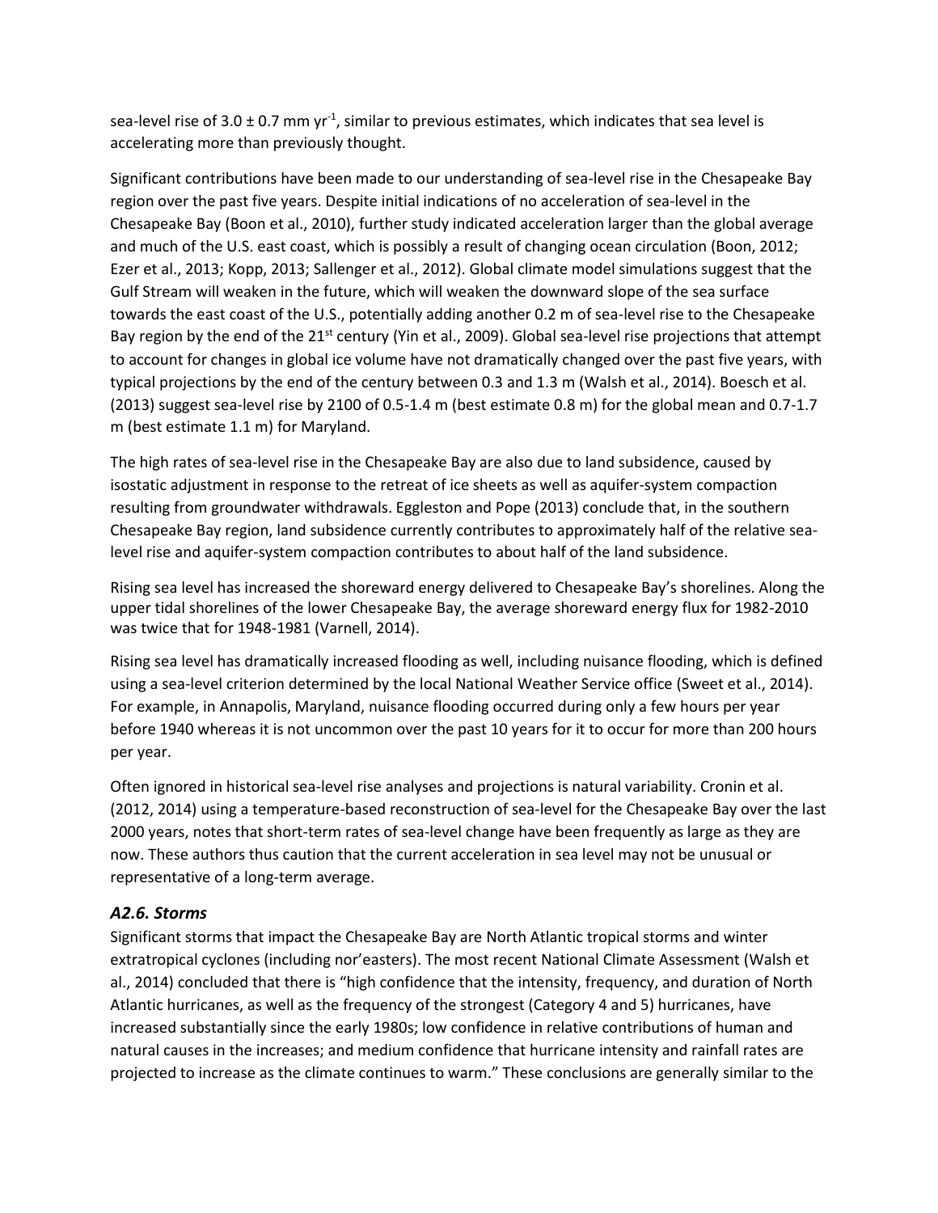sea-level rise of 3.0 ± 0.7 mm $yr^{-1}$, similar to previous estimates, which indicates that sea level is accelerating more than previously thought.

Significant contributions have been made to our understanding of sea-level rise in the Chesapeake Bay region over the past five years. Despite initial indications of no acceleration of sea-level in the Chesapeake Bay (Boon et al., 2010), further study indicated acceleration larger than the global average and much of the U.S. east coast, which is possibly a result of changing ocean circulation (Boon, 2012; Ezer et al., 2013; Kopp, 2013; Sallenger et al., 2012). Global climate model simulations suggest that the Gulf Stream will weaken in the future, which will weaken the downward slope of the sea surface towards the east coast of the U.S., potentially adding another 0.2 m of sea-level rise to the Chesapeake Bay region by the end of the 21st century (Yin et al., 2009). Global sea-level rise projections that attempt to account for changes in global ice volume have not dramatically changed over the past five years, with typical projections by the end of the century between 0.3 and 1.3 m (Walsh et al., 2014). Boesch et al. (2013) suggest sea-level rise by 2100 of 0.5-1.4 m (best estimate 0.8 m) for the global mean and 0.7-1.7 m (best estimate 1.1 m) for Maryland.

The high rates of sea-level rise in the Chesapeake Bay are also due to land subsidence, caused by isostatic adjustment in response to the retreat of ice sheets as well as aquifer-system compaction resulting from groundwater withdrawals. Eggleston and Pope (2013) conclude that, in the southern Chesapeake Bay region, land subsidence currently contributes to approximately half of the relative sea-level rise and aquifer-system compaction contributes to about half of the land subsidence.

Rising sea level has increased the shoreward energy delivered to Chesapeake Bay's shorelines. Along the upper tidal shorelines of the lower Chesapeake Bay, the average shoreward energy flux for 1982-2010 was twice that for 1948-1981 (Varnell, 2014).

Rising sea level has dramatically increased flooding as well, including nuisance flooding, which is defined using a sea-level criterion determined by the local National Weather Service office (Sweet et al., 2014). For example, in Annapolis, Maryland, nuisance flooding occurred during only a few hours per year before 1940 whereas it is not uncommon over the past 10 years for it to occur for more than 200 hours per year.

Often ignored in historical sea-level rise analyses and projections is natural variability. Cronin et al. (2012, 2014) using a temperature-based reconstruction of sea-level for the Chesapeake Bay over the last 2000 years, notes that short-term rates of sea-level change have been frequently as large as they are now. These authors thus caution that the current acceleration in sea level may not be unusual or representative of a long-term average.

### *A2.6. Storms*

Significant storms that impact the Chesapeake Bay are North Atlantic tropical storms and winter extratropical cyclones (including nor'easters). The most recent National Climate Assessment (Walsh et al., 2014) concluded that there is "high confidence that the intensity, frequency, and duration of North Atlantic hurricanes, as well as the frequency of the strongest (Category 4 and 5) hurricanes, have increased substantially since the early 1980s; low confidence in relative contributions of human and natural causes in the increases; and medium confidence that hurricane intensity and rainfall rates are projected to increase as the climate continues to warm." These conclusions are generally similar to the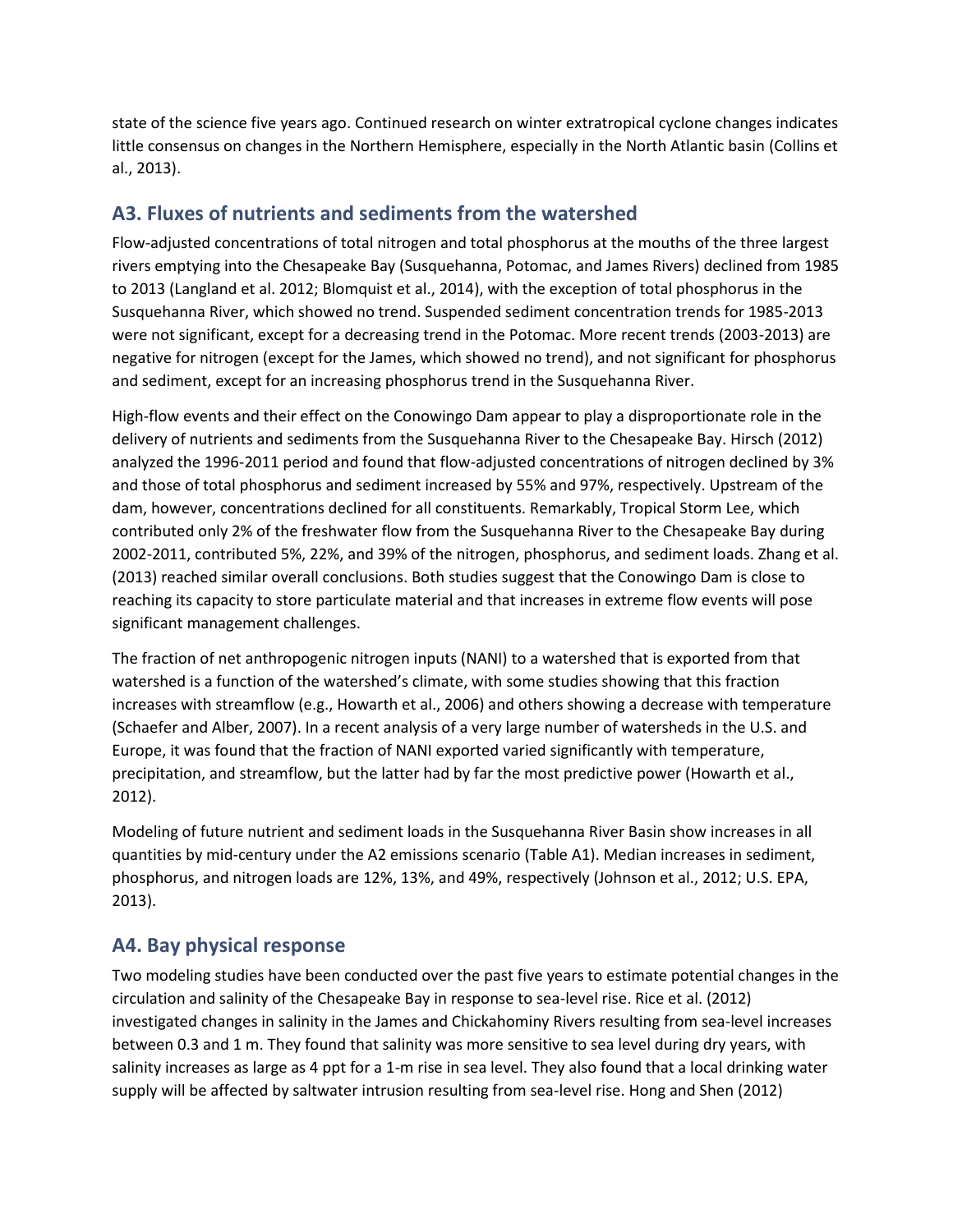state of the science five years ago. Continued research on winter extratropical cyclone changes indicates little consensus on changes in the Northern Hemisphere, especially in the North Atlantic basin (Collins et al., 2013).

## A3. Fluxes of nutrients and sediments from the watershed

Flow-adjusted concentrations of total nitrogen and total phosphorus at the mouths of the three largest rivers emptying into the Chesapeake Bay (Susquehanna, Potomac, and James Rivers) declined from 1985 to 2013 (Langland et al. 2012; Blomquist et al., 2014), with the exception of total phosphorus in the Susquehanna River, which showed no trend. Suspended sediment concentration trends for 1985-2013 were not significant, except for a decreasing trend in the Potomac. More recent trends (2003-2013) are negative for nitrogen (except for the James, which showed no trend), and not significant for phosphorus and sediment, except for an increasing phosphorus trend in the Susquehanna River.

High-flow events and their effect on the Conowingo Dam appear to play a disproportionate role in the delivery of nutrients and sediments from the Susquehanna River to the Chesapeake Bay. Hirsch (2012) analyzed the 1996-2011 period and found that flow-adjusted concentrations of nitrogen declined by 3% and those of total phosphorus and sediment increased by 55% and 97%, respectively. Upstream of the dam, however, concentrations declined for all constituents. Remarkably, Tropical Storm Lee, which contributed only 2% of the freshwater flow from the Susquehanna River to the Chesapeake Bay during 2002-2011, contributed 5%, 22%, and 39% of the nitrogen, phosphorus, and sediment loads. Zhang et al. (2013) reached similar overall conclusions. Both studies suggest that the Conowingo Dam is close to reaching its capacity to store particulate material and that increases in extreme flow events will pose significant management challenges.

The fraction of net anthropogenic nitrogen inputs (NANI) to a watershed that is exported from that watershed is a function of the watershed's climate, with some studies showing that this fraction increases with streamflow (e.g., Howarth et al., 2006) and others showing a decrease with temperature (Schaefer and Alber, 2007). In a recent analysis of a very large number of watersheds in the U.S. and Europe, it was found that the fraction of NANI exported varied significantly with temperature, precipitation, and streamflow, but the latter had by far the most predictive power (Howarth et al., 2012).

Modeling of future nutrient and sediment loads in the Susquehanna River Basin show increases in all quantities by mid-century under the A2 emissions scenario (Table A1). Median increases in sediment, phosphorus, and nitrogen loads are 12%, 13%, and 49%, respectively (Johnson et al., 2012; U.S. EPA, 2013).

## A4. Bay physical response

Two modeling studies have been conducted over the past five years to estimate potential changes in the circulation and salinity of the Chesapeake Bay in response to sea-level rise. Rice et al. (2012) investigated changes in salinity in the James and Chickahominy Rivers resulting from sea-level increases between 0.3 and 1 m. They found that salinity was more sensitive to sea level during dry years, with salinity increases as large as 4 ppt for a 1-m rise in sea level. They also found that a local drinking water supply will be affected by saltwater intrusion resulting from sea-level rise. Hong and Shen (2012)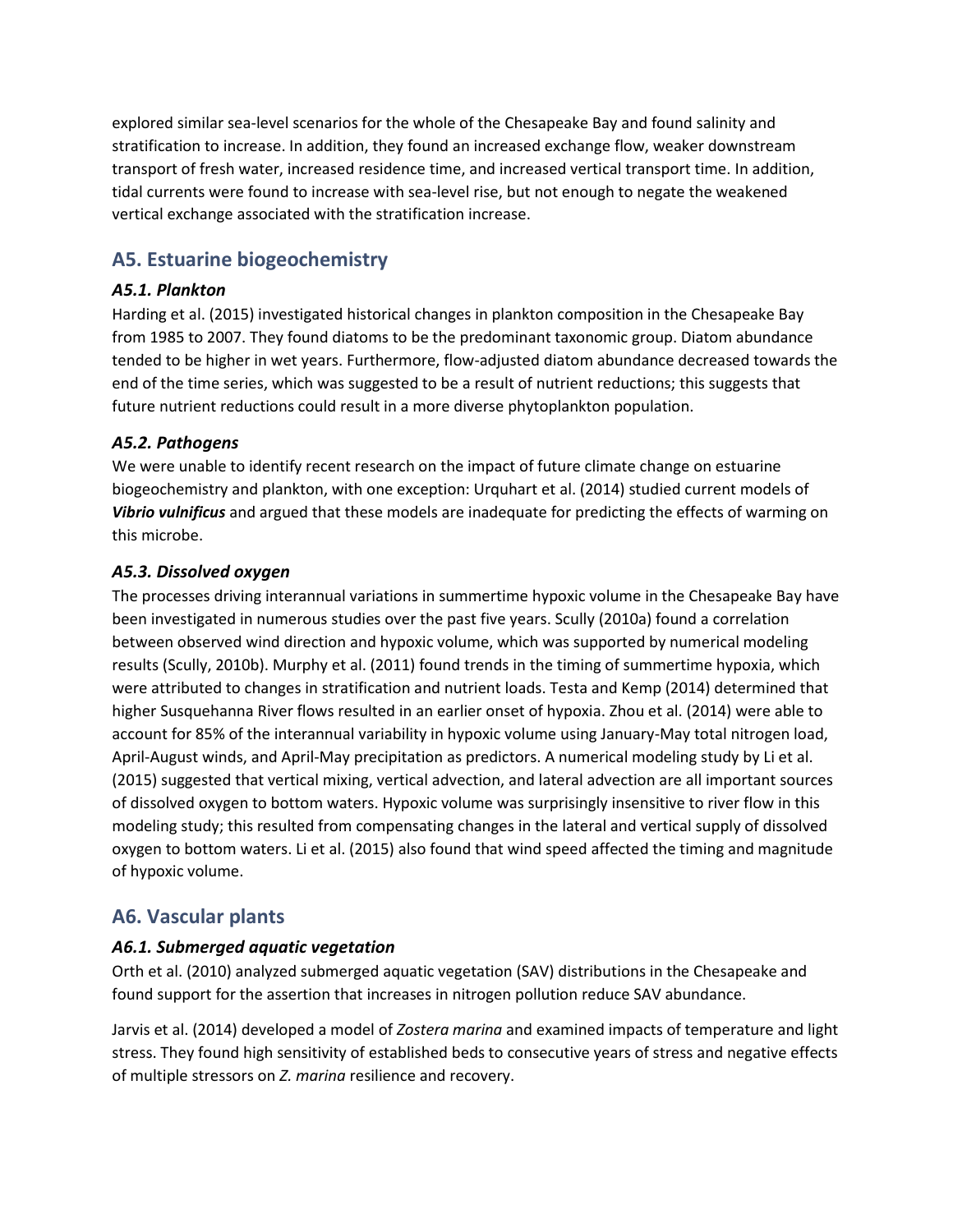explored similar sea-level scenarios for the whole of the Chesapeake Bay and found salinity and stratification to increase. In addition, they found an increased exchange flow, weaker downstream transport of fresh water, increased residence time, and increased vertical transport time. In addition, tidal currents were found to increase with sea-level rise, but not enough to negate the weakened vertical exchange associated with the stratification increase.

## A5. Estuarine biogeochemistry

### *A5.1. Plankton*

Harding et al. (2015) investigated historical changes in plankton composition in the Chesapeake Bay from 1985 to 2007. They found diatoms to be the predominant taxonomic group. Diatom abundance tended to be higher in wet years. Furthermore, flow-adjusted diatom abundance decreased towards the end of the time series, which was suggested to be a result of nutrient reductions; this suggests that future nutrient reductions could result in a more diverse phytoplankton population.

### *A5.2. Pathogens*

We were unable to identify recent research on the impact of future climate change on estuarine biogeochemistry and plankton, with one exception: Urquhart et al. (2014) studied current models of ***Vibrio vulnificus*** and argued that these models are inadequate for predicting the effects of warming on this microbe.

### *A5.3. Dissolved oxygen*

The processes driving interannual variations in summertime hypoxic volume in the Chesapeake Bay have been investigated in numerous studies over the past five years. Scully (2010a) found a correlation between observed wind direction and hypoxic volume, which was supported by numerical modeling results (Scully, 2010b). Murphy et al. (2011) found trends in the timing of summertime hypoxia, which were attributed to changes in stratification and nutrient loads. Testa and Kemp (2014) determined that higher Susquehanna River flows resulted in an earlier onset of hypoxia. Zhou et al. (2014) were able to account for 85% of the interannual variability in hypoxic volume using January-May total nitrogen load, April-August winds, and April-May precipitation as predictors. A numerical modeling study by Li et al. (2015) suggested that vertical mixing, vertical advection, and lateral advection are all important sources of dissolved oxygen to bottom waters. Hypoxic volume was surprisingly insensitive to river flow in this modeling study; this resulted from compensating changes in the lateral and vertical supply of dissolved oxygen to bottom waters. Li et al. (2015) also found that wind speed affected the timing and magnitude of hypoxic volume.

## A6. Vascular plants

### *A6.1. Submerged aquatic vegetation*

Orth et al. (2010) analyzed submerged aquatic vegetation (SAV) distributions in the Chesapeake and found support for the assertion that increases in nitrogen pollution reduce SAV abundance.

Jarvis et al. (2014) developed a model of *Zostera marina* and examined impacts of temperature and light stress. They found high sensitivity of established beds to consecutive years of stress and negative effects of multiple stressors on *Z. marina* resilience and recovery.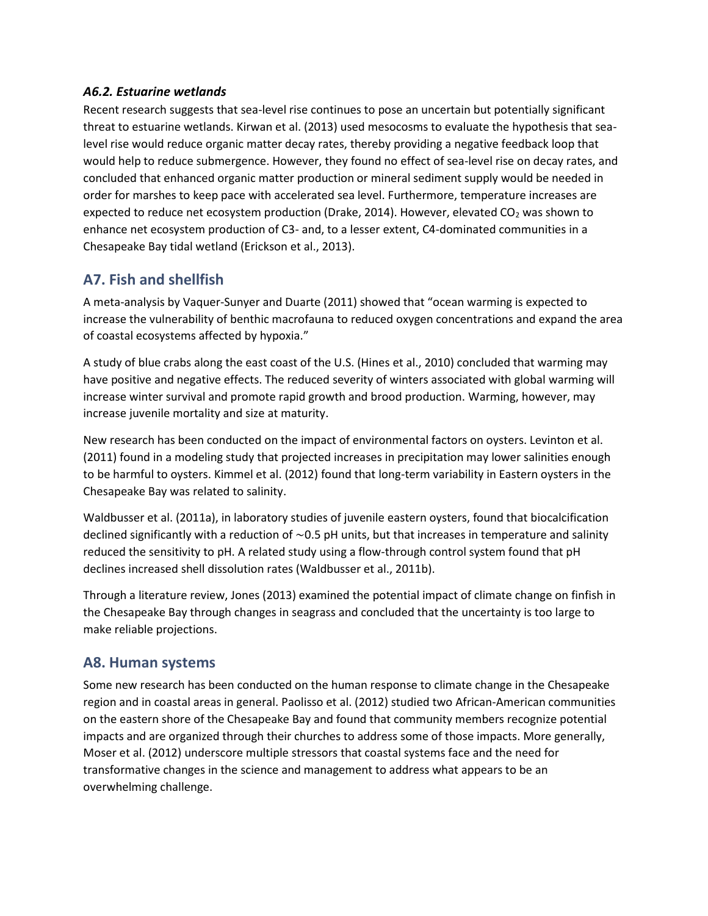### *A6.2. Estuarine wetlands*

Recent research suggests that sea-level rise continues to pose an uncertain but potentially significant threat to estuarine wetlands. Kirwan et al. (2013) used mesocosms to evaluate the hypothesis that sea-level rise would reduce organic matter decay rates, thereby providing a negative feedback loop that would help to reduce submergence. However, they found no effect of sea-level rise on decay rates, and concluded that enhanced organic matter production or mineral sediment supply would be needed in order for marshes to keep pace with accelerated sea level. Furthermore, temperature increases are expected to reduce net ecosystem production (Drake, 2014). However, elevated $CO_2$ was shown to enhance net ecosystem production of C3- and, to a lesser extent, C4-dominated communities in a Chesapeake Bay tidal wetland (Erickson et al., 2013).

## A7. Fish and shellfish

A meta-analysis by Vaquer-Sunyer and Duarte (2011) showed that "ocean warming is expected to increase the vulnerability of benthic macrofauna to reduced oxygen concentrations and expand the area of coastal ecosystems affected by hypoxia."

A study of blue crabs along the east coast of the U.S. (Hines et al., 2010) concluded that warming may have positive and negative effects. The reduced severity of winters associated with global warming will increase winter survival and promote rapid growth and brood production. Warming, however, may increase juvenile mortality and size at maturity.

New research has been conducted on the impact of environmental factors on oysters. Levinton et al. (2011) found in a modeling study that projected increases in precipitation may lower salinities enough to be harmful to oysters. Kimmel et al. (2012) found that long-term variability in Eastern oysters in the Chesapeake Bay was related to salinity.

Waldbusser et al. (2011a), in laboratory studies of juvenile eastern oysters, found that biocalcification declined significantly with a reduction of ~0.5 pH units, but that increases in temperature and salinity reduced the sensitivity to pH. A related study using a flow-through control system found that pH declines increased shell dissolution rates (Waldbusser et al., 2011b).

Through a literature review, Jones (2013) examined the potential impact of climate change on finfish in the Chesapeake Bay through changes in seagrass and concluded that the uncertainty is too large to make reliable projections.

## A8. Human systems

Some new research has been conducted on the human response to climate change in the Chesapeake region and in coastal areas in general. Paolisso et al. (2012) studied two African-American communities on the eastern shore of the Chesapeake Bay and found that community members recognize potential impacts and are organized through their churches to address some of those impacts. More generally, Moser et al. (2012) underscore multiple stressors that coastal systems face and the need for transformative changes in the science and management to address what appears to be an overwhelming challenge.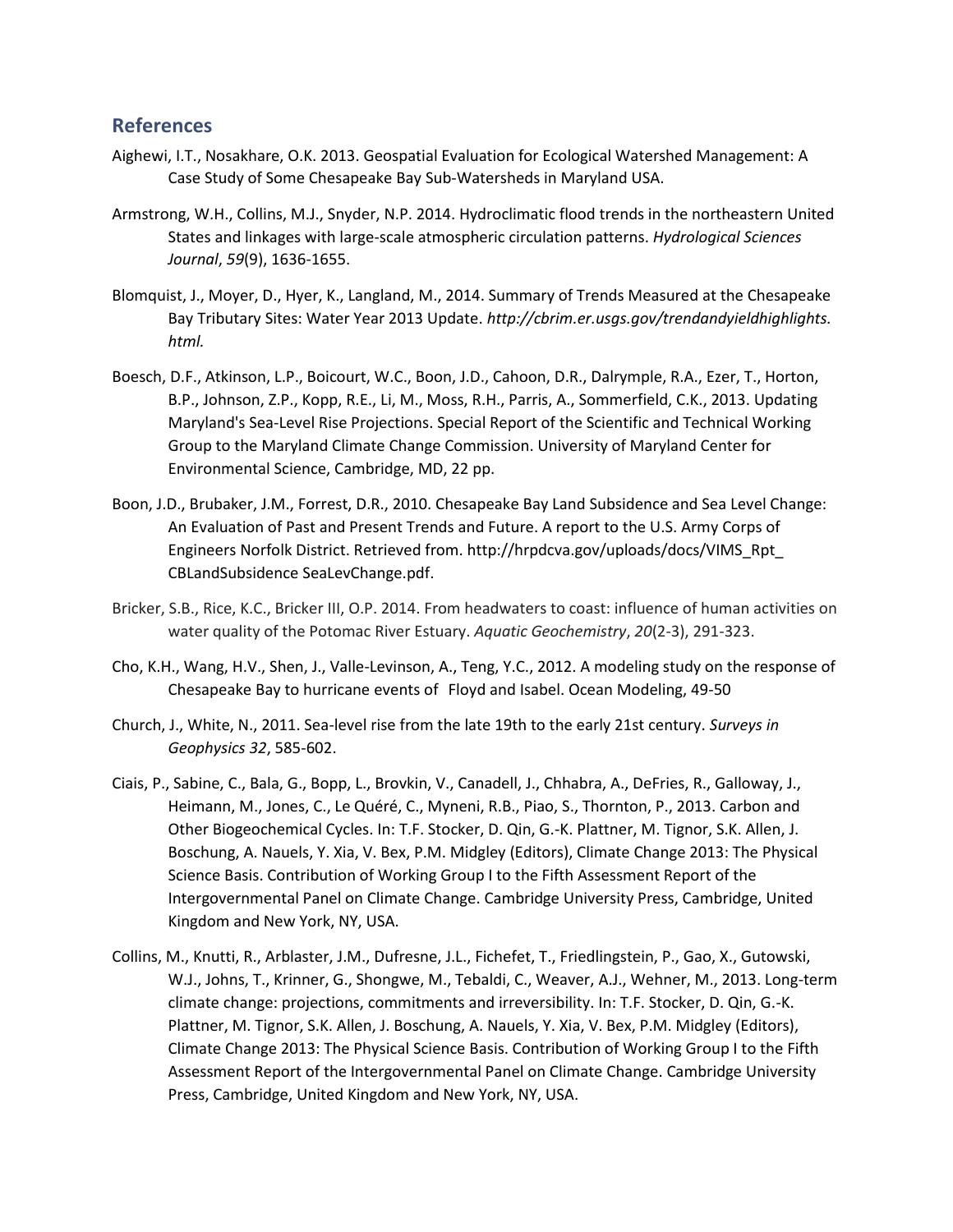## References

Aighewi, I.T., Nosakhare, O.K. 2013. Geospatial Evaluation for Ecological Watershed Management: A Case Study of Some Chesapeake Bay Sub-Watersheds in Maryland USA.

Armstrong, W.H., Collins, M.J., Snyder, N.P. 2014. Hydroclimatic flood trends in the northeastern United States and linkages with large-scale atmospheric circulation patterns. *Hydrological Sciences Journal*, *59*(9), 1636-1655.

Blomquist, J., Moyer, D., Hyer, K., Langland, M., 2014. Summary of Trends Measured at the Chesapeake Bay Tributary Sites: Water Year 2013 Update. *http://cbrim.er.usgs.gov/trendandyieldhighlights.html.*

Boesch, D.F., Atkinson, L.P., Boicourt, W.C., Boon, J.D., Cahoon, D.R., Dalrymple, R.A., Ezer, T., Horton, B.P., Johnson, Z.P., Kopp, R.E., Li, M., Moss, R.H., Parris, A., Sommerfield, C.K., 2013. Updating Maryland's Sea-Level Rise Projections. Special Report of the Scientific and Technical Working Group to the Maryland Climate Change Commission. University of Maryland Center for Environmental Science, Cambridge, MD, 22 pp.

Boon, J.D., Brubaker, J.M., Forrest, D.R., 2010. Chesapeake Bay Land Subsidence and Sea Level Change: An Evaluation of Past and Present Trends and Future. A report to the U.S. Army Corps of Engineers Norfolk District. Retrieved from. http://hrpdcva.gov/uploads/docs/VIMS_Rpt_CBLandSubsidence SeaLevChange.pdf.

Bricker, S.B., Rice, K.C., Bricker III, O.P. 2014. From headwaters to coast: influence of human activities on water quality of the Potomac River Estuary. *Aquatic Geochemistry*, *20*(2-3), 291-323.

Cho, K.H., Wang, H.V., Shen, J., Valle-Levinson, A., Teng, Y.C., 2012. A modeling study on the response of Chesapeake Bay to hurricane events of Floyd and Isabel. Ocean Modeling, 49-50

Church, J., White, N., 2011. Sea-level rise from the late 19th to the early 21st century. *Surveys in Geophysics 32*, 585-602.

Ciais, P., Sabine, C., Bala, G., Bopp, L., Brovkin, V., Canadell, J., Chhabra, A., DeFries, R., Galloway, J., Heimann, M., Jones, C., Le Quéré, C., Myneni, R.B., Piao, S., Thornton, P., 2013. Carbon and Other Biogeochemical Cycles. In: T.F. Stocker, D. Qin, G.-K. Plattner, M. Tignor, S.K. Allen, J. Boschung, A. Nauels, Y. Xia, V. Bex, P.M. Midgley (Editors), Climate Change 2013: The Physical Science Basis. Contribution of Working Group I to the Fifth Assessment Report of the Intergovernmental Panel on Climate Change. Cambridge University Press, Cambridge, United Kingdom and New York, NY, USA.

Collins, M., Knutti, R., Arblaster, J.M., Dufresne, J.L., Fichefet, T., Friedlingstein, P., Gao, X., Gutowski, W.J., Johns, T., Krinner, G., Shongwe, M., Tebaldi, C., Weaver, A.J., Wehner, M., 2013. Long-term climate change: projections, commitments and irreversibility. In: T.F. Stocker, D. Qin, G.-K. Plattner, M. Tignor, S.K. Allen, J. Boschung, A. Nauels, Y. Xia, V. Bex, P.M. Midgley (Editors), Climate Change 2013: The Physical Science Basis. Contribution of Working Group I to the Fifth Assessment Report of the Intergovernmental Panel on Climate Change. Cambridge University Press, Cambridge, United Kingdom and New York, NY, USA.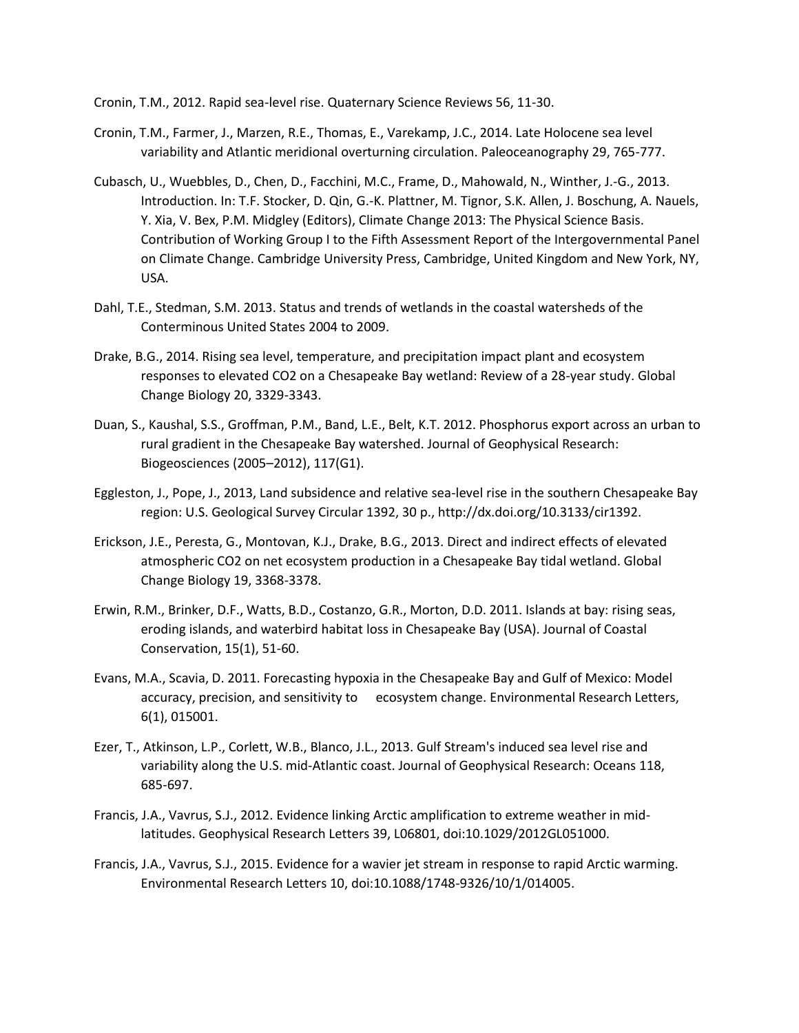Cronin, T.M., 2012. Rapid sea-level rise. Quaternary Science Reviews 56, 11-30.

Cronin, T.M., Farmer, J., Marzen, R.E., Thomas, E., Varekamp, J.C., 2014. Late Holocene sea level variability and Atlantic meridional overturning circulation. Paleoceanography 29, 765-777.

Cubasch, U., Wuebbles, D., Chen, D., Facchini, M.C., Frame, D., Mahowald, N., Winther, J.-G., 2013. Introduction. In: T.F. Stocker, D. Qin, G.-K. Plattner, M. Tignor, S.K. Allen, J. Boschung, A. Nauels, Y. Xia, V. Bex, P.M. Midgley (Editors), Climate Change 2013: The Physical Science Basis. Contribution of Working Group I to the Fifth Assessment Report of the Intergovernmental Panel on Climate Change. Cambridge University Press, Cambridge, United Kingdom and New York, NY, USA.

Dahl, T.E., Stedman, S.M. 2013. Status and trends of wetlands in the coastal watersheds of the Conterminous United States 2004 to 2009.

Drake, B.G., 2014. Rising sea level, temperature, and precipitation impact plant and ecosystem responses to elevated CO2 on a Chesapeake Bay wetland: Review of a 28-year study. Global Change Biology 20, 3329-3343.

Duan, S., Kaushal, S.S., Groffman, P.M., Band, L.E., Belt, K.T. 2012. Phosphorus export across an urban to rural gradient in the Chesapeake Bay watershed. Journal of Geophysical Research: Biogeosciences (2005–2012), 117(G1).

Eggleston, J., Pope, J., 2013, Land subsidence and relative sea-level rise in the southern Chesapeake Bay region: U.S. Geological Survey Circular 1392, 30 p., http://dx.doi.org/10.3133/cir1392.

Erickson, J.E., Peresta, G., Montovan, K.J., Drake, B.G., 2013. Direct and indirect effects of elevated atmospheric CO2 on net ecosystem production in a Chesapeake Bay tidal wetland. Global Change Biology 19, 3368-3378.

Erwin, R.M., Brinker, D.F., Watts, B.D., Costanzo, G.R., Morton, D.D. 2011. Islands at bay: rising seas, eroding islands, and waterbird habitat loss in Chesapeake Bay (USA). Journal of Coastal Conservation, 15(1), 51-60.

Evans, M.A., Scavia, D. 2011. Forecasting hypoxia in the Chesapeake Bay and Gulf of Mexico: Model accuracy, precision, and sensitivity to ecosystem change. Environmental Research Letters, 6(1), 015001.

Ezer, T., Atkinson, L.P., Corlett, W.B., Blanco, J.L., 2013. Gulf Stream's induced sea level rise and variability along the U.S. mid-Atlantic coast. Journal of Geophysical Research: Oceans 118, 685-697.

Francis, J.A., Vavrus, S.J., 2012. Evidence linking Arctic amplification to extreme weather in mid-latitudes. Geophysical Research Letters 39, L06801, doi:10.1029/2012GL051000.

Francis, J.A., Vavrus, S.J., 2015. Evidence for a wavier jet stream in response to rapid Arctic warming. Environmental Research Letters 10, doi:10.1088/1748-9326/10/1/014005.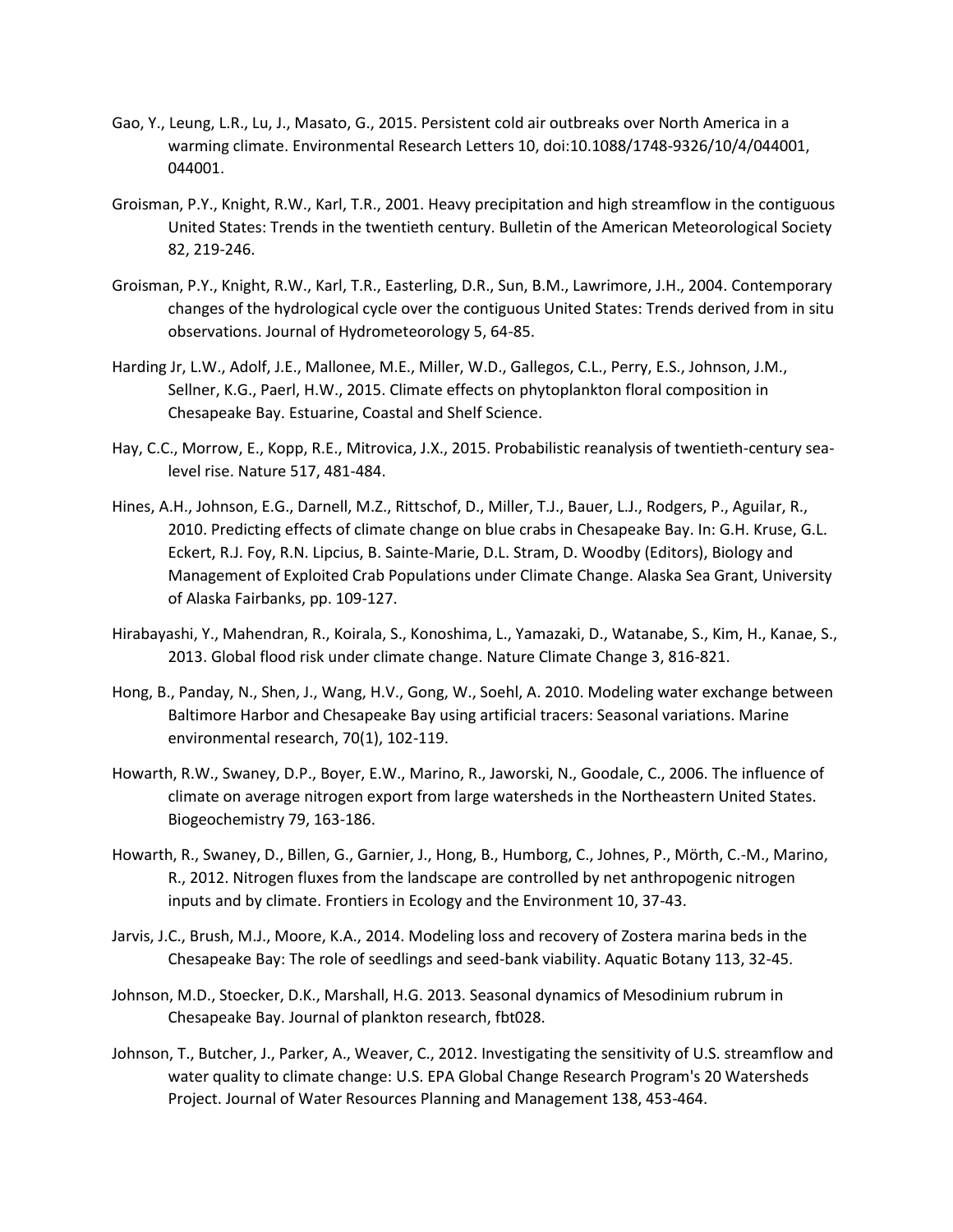Gao, Y., Leung, L.R., Lu, J., Masato, G., 2015. Persistent cold air outbreaks over North America in a warming climate. Environmental Research Letters 10, doi:10.1088/1748-9326/10/4/044001, 044001.

Groisman, P.Y., Knight, R.W., Karl, T.R., 2001. Heavy precipitation and high streamflow in the contiguous United States: Trends in the twentieth century. Bulletin of the American Meteorological Society 82, 219-246.

Groisman, P.Y., Knight, R.W., Karl, T.R., Easterling, D.R., Sun, B.M., Lawrimore, J.H., 2004. Contemporary changes of the hydrological cycle over the contiguous United States: Trends derived from in situ observations. Journal of Hydrometeorology 5, 64-85.

Harding Jr, L.W., Adolf, J.E., Mallonee, M.E., Miller, W.D., Gallegos, C.L., Perry, E.S., Johnson, J.M., Sellner, K.G., Paerl, H.W., 2015. Climate effects on phytoplankton floral composition in Chesapeake Bay. Estuarine, Coastal and Shelf Science.

Hay, C.C., Morrow, E., Kopp, R.E., Mitrovica, J.X., 2015. Probabilistic reanalysis of twentieth-century sea-level rise. Nature 517, 481-484.

Hines, A.H., Johnson, E.G., Darnell, M.Z., Rittschof, D., Miller, T.J., Bauer, L.J., Rodgers, P., Aguilar, R., 2010. Predicting effects of climate change on blue crabs in Chesapeake Bay. In: G.H. Kruse, G.L. Eckert, R.J. Foy, R.N. Lipcius, B. Sainte-Marie, D.L. Stram, D. Woodby (Editors), Biology and Management of Exploited Crab Populations under Climate Change. Alaska Sea Grant, University of Alaska Fairbanks, pp. 109-127.

Hirabayashi, Y., Mahendran, R., Koirala, S., Konoshima, L., Yamazaki, D., Watanabe, S., Kim, H., Kanae, S., 2013. Global flood risk under climate change. Nature Climate Change 3, 816-821.

Hong, B., Panday, N., Shen, J., Wang, H.V., Gong, W., Soehl, A. 2010. Modeling water exchange between Baltimore Harbor and Chesapeake Bay using artificial tracers: Seasonal variations. Marine environmental research, 70(1), 102-119.

Howarth, R.W., Swaney, D.P., Boyer, E.W., Marino, R., Jaworski, N., Goodale, C., 2006. The influence of climate on average nitrogen export from large watersheds in the Northeastern United States. Biogeochemistry 79, 163-186.

Howarth, R., Swaney, D., Billen, G., Garnier, J., Hong, B., Humborg, C., Johnes, P., Mörth, C.-M., Marino, R., 2012. Nitrogen fluxes from the landscape are controlled by net anthropogenic nitrogen inputs and by climate. Frontiers in Ecology and the Environment 10, 37-43.

Jarvis, J.C., Brush, M.J., Moore, K.A., 2014. Modeling loss and recovery of Zostera marina beds in the Chesapeake Bay: The role of seedlings and seed-bank viability. Aquatic Botany 113, 32-45.

Johnson, M.D., Stoecker, D.K., Marshall, H.G. 2013. Seasonal dynamics of Mesodinium rubrum in Chesapeake Bay. Journal of plankton research, fbt028.

Johnson, T., Butcher, J., Parker, A., Weaver, C., 2012. Investigating the sensitivity of U.S. streamflow and water quality to climate change: U.S. EPA Global Change Research Program's 20 Watersheds Project. Journal of Water Resources Planning and Management 138, 453-464.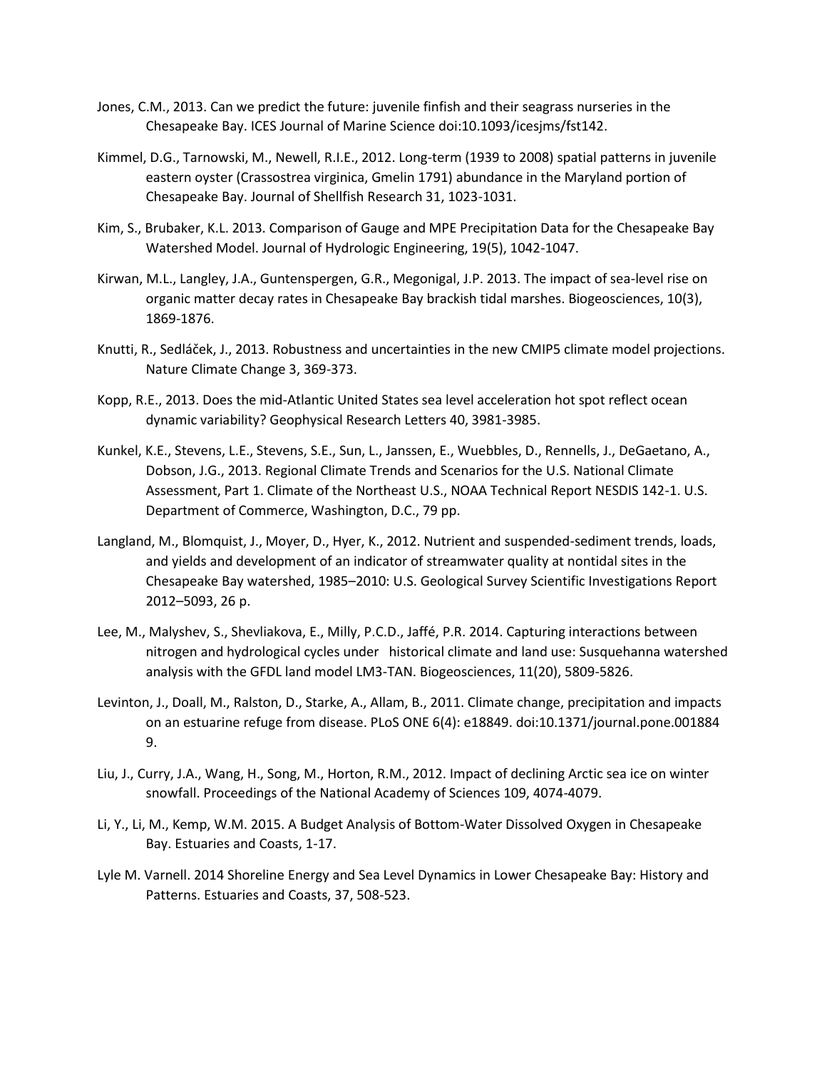Jones, C.M., 2013. Can we predict the future: juvenile finfish and their seagrass nurseries in the Chesapeake Bay. ICES Journal of Marine Science doi:10.1093/icesjms/fst142.

Kimmel, D.G., Tarnowski, M., Newell, R.I.E., 2012. Long-term (1939 to 2008) spatial patterns in juvenile eastern oyster (Crassostrea virginica, Gmelin 1791) abundance in the Maryland portion of Chesapeake Bay. Journal of Shellfish Research 31, 1023-1031.

Kim, S., Brubaker, K.L. 2013. Comparison of Gauge and MPE Precipitation Data for the Chesapeake Bay Watershed Model. Journal of Hydrologic Engineering, 19(5), 1042-1047.

Kirwan, M.L., Langley, J.A., Guntenspergen, G.R., Megonigal, J.P. 2013. The impact of sea-level rise on organic matter decay rates in Chesapeake Bay brackish tidal marshes. Biogeosciences, 10(3), 1869-1876.

Knutti, R., Sedláček, J., 2013. Robustness and uncertainties in the new CMIP5 climate model projections. Nature Climate Change 3, 369-373.

Kopp, R.E., 2013. Does the mid-Atlantic United States sea level acceleration hot spot reflect ocean dynamic variability? Geophysical Research Letters 40, 3981-3985.

Kunkel, K.E., Stevens, L.E., Stevens, S.E., Sun, L., Janssen, E., Wuebbles, D., Rennells, J., DeGaetano, A., Dobson, J.G., 2013. Regional Climate Trends and Scenarios for the U.S. National Climate Assessment, Part 1. Climate of the Northeast U.S., NOAA Technical Report NESDIS 142-1. U.S. Department of Commerce, Washington, D.C., 79 pp.

Langland, M., Blomquist, J., Moyer, D., Hyer, K., 2012. Nutrient and suspended-sediment trends, loads, and yields and development of an indicator of streamwater quality at nontidal sites in the Chesapeake Bay watershed, 1985–2010: U.S. Geological Survey Scientific Investigations Report 2012–5093, 26 p.

Lee, M., Malyshev, S., Shevliakova, E., Milly, P.C.D., Jaffé, P.R. 2014. Capturing interactions between nitrogen and hydrological cycles under historical climate and land use: Susquehanna watershed analysis with the GFDL land model LM3-TAN. Biogeosciences, 11(20), 5809-5826.

Levinton, J., Doall, M., Ralston, D., Starke, A., Allam, B., 2011. Climate change, precipitation and impacts on an estuarine refuge from disease. PLoS ONE 6(4): e18849. doi:10.1371/journal.pone.0018849.

Liu, J., Curry, J.A., Wang, H., Song, M., Horton, R.M., 2012. Impact of declining Arctic sea ice on winter snowfall. Proceedings of the National Academy of Sciences 109, 4074-4079.

Li, Y., Li, M., Kemp, W.M. 2015. A Budget Analysis of Bottom-Water Dissolved Oxygen in Chesapeake Bay. Estuaries and Coasts, 1-17.

Lyle M. Varnell. 2014 Shoreline Energy and Sea Level Dynamics in Lower Chesapeake Bay: History and Patterns. Estuaries and Coasts, 37, 508-523.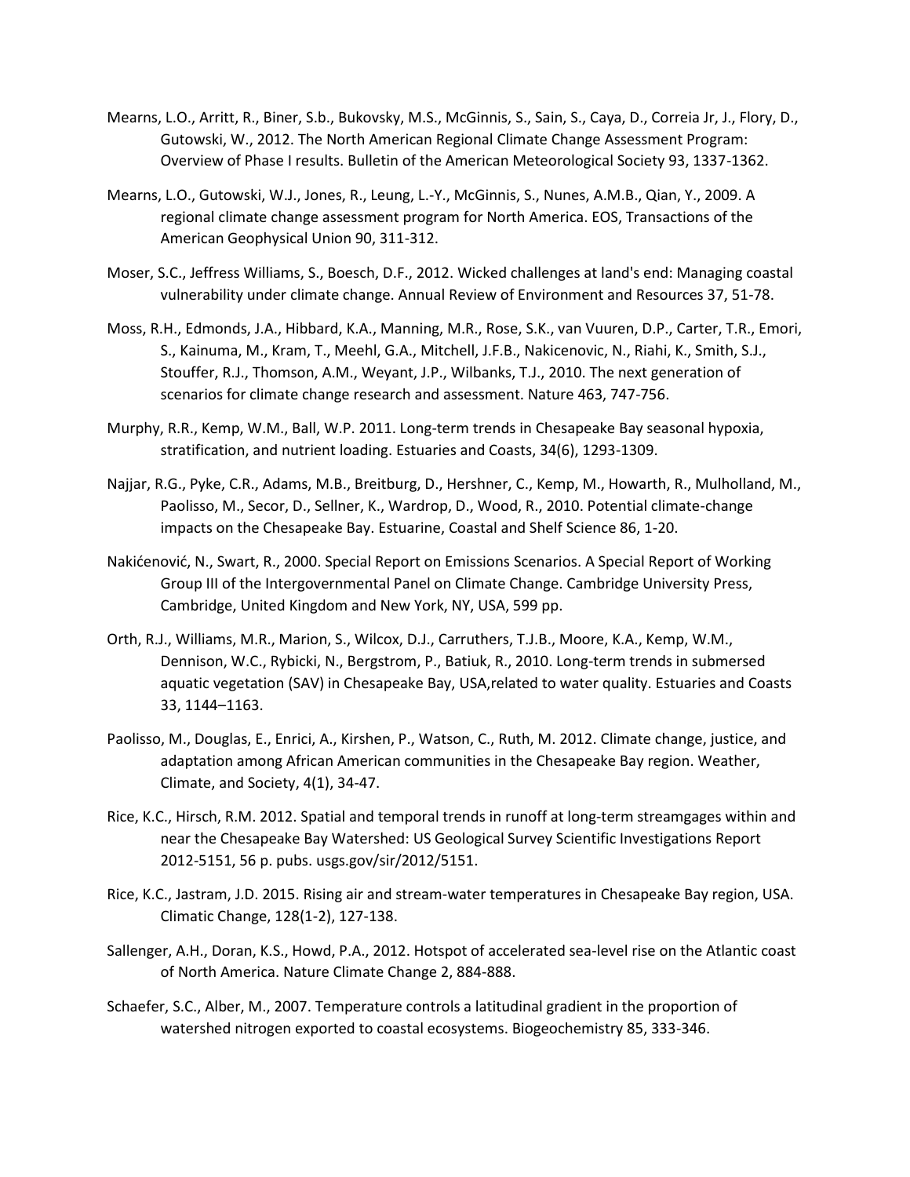Mearns, L.O., Arritt, R., Biner, S.b., Bukovsky, M.S., McGinnis, S., Sain, S., Caya, D., Correia Jr, J., Flory, D., Gutowski, W., 2012. The North American Regional Climate Change Assessment Program: Overview of Phase I results. Bulletin of the American Meteorological Society 93, 1337-1362.

Mearns, L.O., Gutowski, W.J., Jones, R., Leung, L.-Y., McGinnis, S., Nunes, A.M.B., Qian, Y., 2009. A regional climate change assessment program for North America. EOS, Transactions of the American Geophysical Union 90, 311-312.

Moser, S.C., Jeffress Williams, S., Boesch, D.F., 2012. Wicked challenges at land's end: Managing coastal vulnerability under climate change. Annual Review of Environment and Resources 37, 51-78.

Moss, R.H., Edmonds, J.A., Hibbard, K.A., Manning, M.R., Rose, S.K., van Vuuren, D.P., Carter, T.R., Emori, S., Kainuma, M., Kram, T., Meehl, G.A., Mitchell, J.F.B., Nakicenovic, N., Riahi, K., Smith, S.J., Stouffer, R.J., Thomson, A.M., Weyant, J.P., Wilbanks, T.J., 2010. The next generation of scenarios for climate change research and assessment. Nature 463, 747-756.

Murphy, R.R., Kemp, W.M., Ball, W.P. 2011. Long-term trends in Chesapeake Bay seasonal hypoxia, stratification, and nutrient loading. Estuaries and Coasts, 34(6), 1293-1309.

Najjar, R.G., Pyke, C.R., Adams, M.B., Breitburg, D., Hershner, C., Kemp, M., Howarth, R., Mulholland, M., Paolisso, M., Secor, D., Sellner, K., Wardrop, D., Wood, R., 2010. Potential climate-change impacts on the Chesapeake Bay. Estuarine, Coastal and Shelf Science 86, 1-20.

Nakićenović, N., Swart, R., 2000. Special Report on Emissions Scenarios. A Special Report of Working Group III of the Intergovernmental Panel on Climate Change. Cambridge University Press, Cambridge, United Kingdom and New York, NY, USA, 599 pp.

Orth, R.J., Williams, M.R., Marion, S., Wilcox, D.J., Carruthers, T.J.B., Moore, K.A., Kemp, W.M., Dennison, W.C., Rybicki, N., Bergstrom, P., Batiuk, R., 2010. Long-term trends in submersed aquatic vegetation (SAV) in Chesapeake Bay, USA,related to water quality. Estuaries and Coasts 33, 1144–1163.

Paolisso, M., Douglas, E., Enrici, A., Kirshen, P., Watson, C., Ruth, M. 2012. Climate change, justice, and adaptation among African American communities in the Chesapeake Bay region. Weather, Climate, and Society, 4(1), 34-47.

Rice, K.C., Hirsch, R.M. 2012. Spatial and temporal trends in runoff at long-term streamgages within and near the Chesapeake Bay Watershed: US Geological Survey Scientific Investigations Report 2012-5151, 56 p. pubs. usgs.gov/sir/2012/5151.

Rice, K.C., Jastram, J.D. 2015. Rising air and stream-water temperatures in Chesapeake Bay region, USA. Climatic Change, 128(1-2), 127-138.

Sallenger, A.H., Doran, K.S., Howd, P.A., 2012. Hotspot of accelerated sea-level rise on the Atlantic coast of North America. Nature Climate Change 2, 884-888.

Schaefer, S.C., Alber, M., 2007. Temperature controls a latitudinal gradient in the proportion of watershed nitrogen exported to coastal ecosystems. Biogeochemistry 85, 333-346.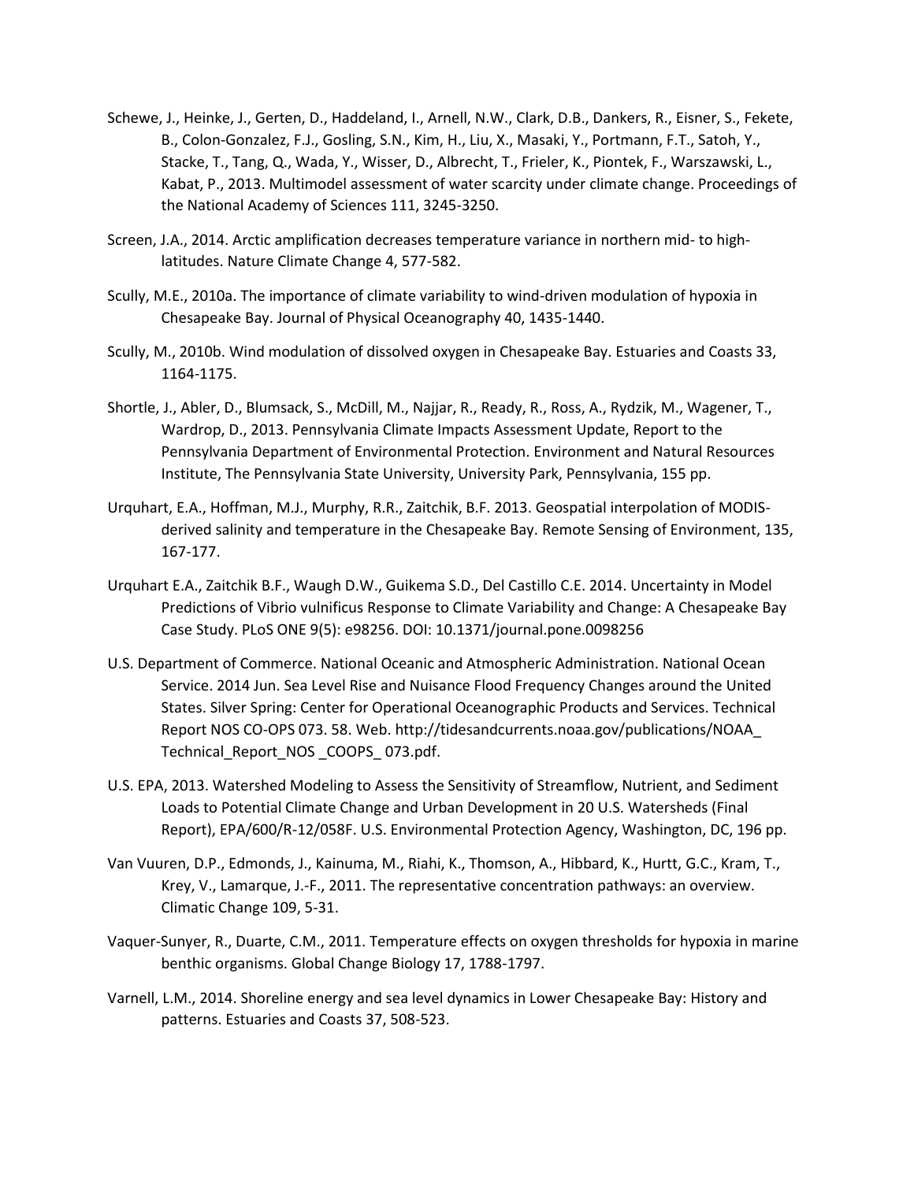Schewe, J., Heinke, J., Gerten, D., Haddeland, I., Arnell, N.W., Clark, D.B., Dankers, R., Eisner, S., Fekete, B., Colon-Gonzalez, F.J., Gosling, S.N., Kim, H., Liu, X., Masaki, Y., Portmann, F.T., Satoh, Y., Stacke, T., Tang, Q., Wada, Y., Wisser, D., Albrecht, T., Frieler, K., Piontek, F., Warszawski, L., Kabat, P., 2013. Multimodel assessment of water scarcity under climate change. Proceedings of the National Academy of Sciences 111, 3245-3250.

Screen, J.A., 2014. Arctic amplification decreases temperature variance in northern mid- to high-latitudes. Nature Climate Change 4, 577-582.

Scully, M.E., 2010a. The importance of climate variability to wind-driven modulation of hypoxia in Chesapeake Bay. Journal of Physical Oceanography 40, 1435-1440.

Scully, M., 2010b. Wind modulation of dissolved oxygen in Chesapeake Bay. Estuaries and Coasts 33, 1164-1175.

Shortle, J., Abler, D., Blumsack, S., McDill, M., Najjar, R., Ready, R., Ross, A., Rydzik, M., Wagener, T., Wardrop, D., 2013. Pennsylvania Climate Impacts Assessment Update, Report to the Pennsylvania Department of Environmental Protection. Environment and Natural Resources Institute, The Pennsylvania State University, University Park, Pennsylvania, 155 pp.

Urquhart, E.A., Hoffman, M.J., Murphy, R.R., Zaitchik, B.F. 2013. Geospatial interpolation of MODIS-derived salinity and temperature in the Chesapeake Bay. Remote Sensing of Environment, 135, 167-177.

Urquhart E.A., Zaitchik B.F., Waugh D.W., Guikema S.D., Del Castillo C.E. 2014. Uncertainty in Model Predictions of Vibrio vulnificus Response to Climate Variability and Change: A Chesapeake Bay Case Study. PLoS ONE 9(5): e98256. DOI: 10.1371/journal.pone.0098256

U.S. Department of Commerce. National Oceanic and Atmospheric Administration. National Ocean Service. 2014 Jun. Sea Level Rise and Nuisance Flood Frequency Changes around the United States. Silver Spring: Center for Operational Oceanographic Products and Services. Technical Report NOS CO-OPS 073. 58. Web. http://tidesandcurrents.noaa.gov/publications/NOAA_ Technical_Report_NOS _COOPS_ 073.pdf.

U.S. EPA, 2013. Watershed Modeling to Assess the Sensitivity of Streamflow, Nutrient, and Sediment Loads to Potential Climate Change and Urban Development in 20 U.S. Watersheds (Final Report), EPA/600/R-12/058F. U.S. Environmental Protection Agency, Washington, DC, 196 pp.

Van Vuuren, D.P., Edmonds, J., Kainuma, M., Riahi, K., Thomson, A., Hibbard, K., Hurtt, G.C., Kram, T., Krey, V., Lamarque, J.-F., 2011. The representative concentration pathways: an overview. Climatic Change 109, 5-31.

Vaquer-Sunyer, R., Duarte, C.M., 2011. Temperature effects on oxygen thresholds for hypoxia in marine benthic organisms. Global Change Biology 17, 1788-1797.

Varnell, L.M., 2014. Shoreline energy and sea level dynamics in Lower Chesapeake Bay: History and patterns. Estuaries and Coasts 37, 508-523.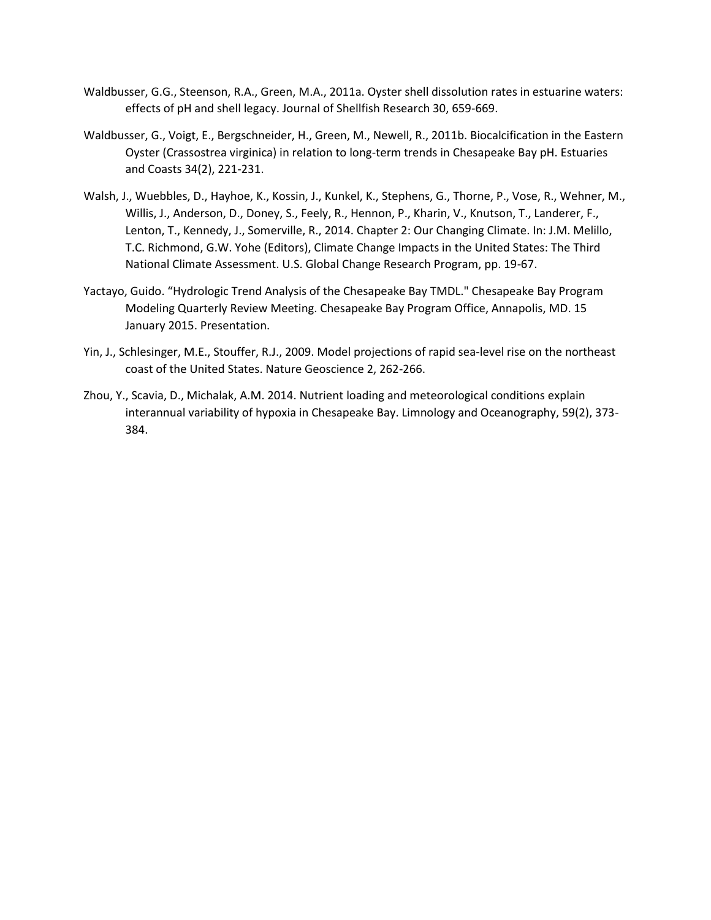Waldbusser, G.G., Steenson, R.A., Green, M.A., 2011a. Oyster shell dissolution rates in estuarine waters: effects of pH and shell legacy. Journal of Shellfish Research 30, 659-669.

Waldbusser, G., Voigt, E., Bergschneider, H., Green, M., Newell, R., 2011b. Biocalcification in the Eastern Oyster (Crassostrea virginica) in relation to long-term trends in Chesapeake Bay pH. Estuaries and Coasts 34(2), 221-231.

Walsh, J., Wuebbles, D., Hayhoe, K., Kossin, J., Kunkel, K., Stephens, G., Thorne, P., Vose, R., Wehner, M., Willis, J., Anderson, D., Doney, S., Feely, R., Hennon, P., Kharin, V., Knutson, T., Landerer, F., Lenton, T., Kennedy, J., Somerville, R., 2014. Chapter 2: Our Changing Climate. In: J.M. Melillo, T.C. Richmond, G.W. Yohe (Editors), Climate Change Impacts in the United States: The Third National Climate Assessment. U.S. Global Change Research Program, pp. 19-67.

Yactayo, Guido. "Hydrologic Trend Analysis of the Chesapeake Bay TMDL." Chesapeake Bay Program Modeling Quarterly Review Meeting. Chesapeake Bay Program Office, Annapolis, MD. 15 January 2015. Presentation.

Yin, J., Schlesinger, M.E., Stouffer, R.J., 2009. Model projections of rapid sea-level rise on the northeast coast of the United States. Nature Geoscience 2, 262-266.

Zhou, Y., Scavia, D., Michalak, A.M. 2014. Nutrient loading and meteorological conditions explain interannual variability of hypoxia in Chesapeake Bay. Limnology and Oceanography, 59(2), 373-384.